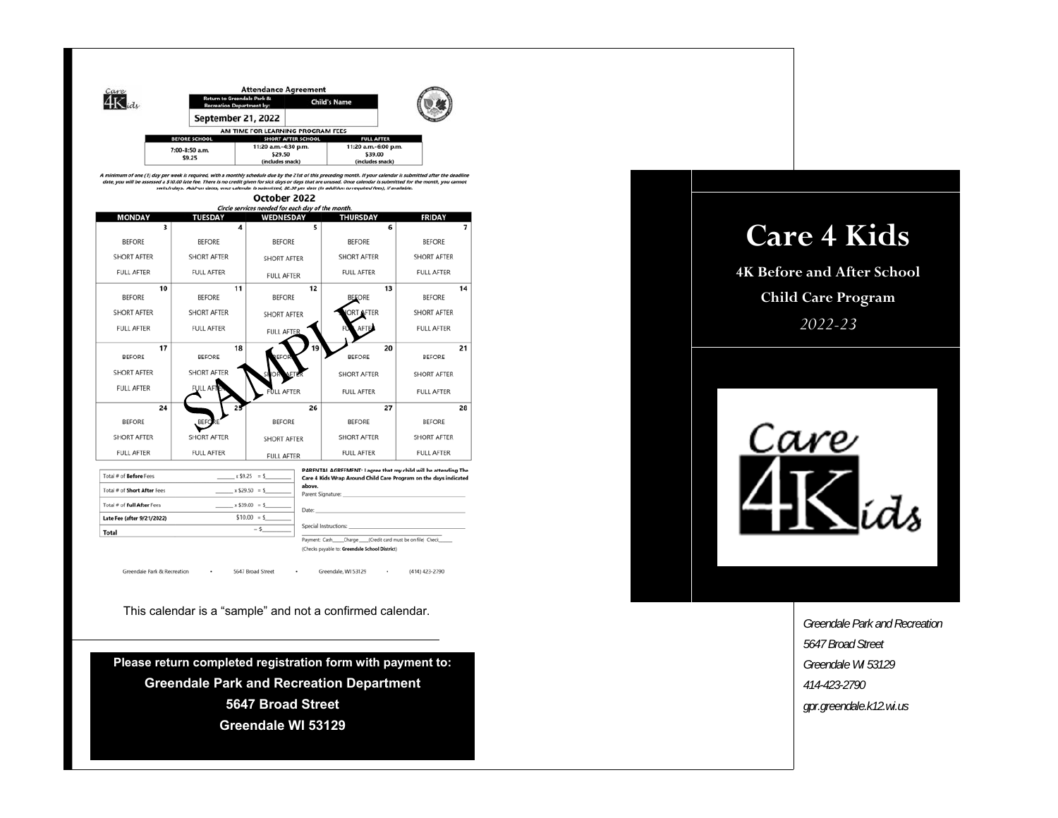## Attendance Agreement

| Return to Greendale Park & Recreation Department by: | Child's Name |
|---|---|
| September 21, 2022 | |

**AM TIME FOR LEARNING PROGRAM FEES**

| BEFORE SCHOOL | SHORT AFTER SCHOOL | FULL AFTER |
|---|---|---|
| 7:00-8:50 a.m. $9.25 | 11:20 a.m.-4:30 p.m. $29.50 (includes snack) | 11:20 a.m.-6:00 p.m. $39.00 (includes snack) |

*A minimum of one (1) day per week is required, with a monthly schedule due by the 21st of this preceding month. If your calendar is submitted after the deadline date, you will be assessed a $10.00 late fee. There is no credit given for sick days or days that are unused. Once calendar is submitted for the month, you cannot switch days. Add-on dates, once calendar is submitted, $2.50 per date (in addition to required fees), if available.*

### October 2022

*Circle services needed for each day of the month.*

| MONDAY | TUESDAY | WEDNESDAY | THURSDAY | FRIDAY |
|---|---|---|---|---|
| 3 BEFORE SHORT AFTER FULL AFTER | 4 BEFORE SHORT AFTER FULL AFTER | 5 BEFORE SHORT AFTER FULL AFTER | 6 BEFORE SHORT AFTER FULL AFTER | 7 BEFORE SHORT AFTER FULL AFTER |
| 10 BEFORE SHORT AFTER FULL AFTER | 11 BEFORE SHORT AFTER FULL AFTER | 12 BEFORE SHORT AFTER FULL AFTER | 13 BEFORE SHORT AFTER FULL AFTER | 14 BEFORE SHORT AFTER FULL AFTER |
| 17 BEFORE SHORT AFTER FULL AFTER | 18 BEFORE SHORT AFTER FULL AFTER | 19 BEFORE SHORT AFTER FULL AFTER | 20 BEFORE SHORT AFTER FULL AFTER | 21 BEFORE SHORT AFTER FULL AFTER |
| 24 BEFORE SHORT AFTER FULL AFTER | 25 BEFORE SHORT AFTER FULL AFTER | 26 BEFORE SHORT AFTER FULL AFTER | 27 BEFORE SHORT AFTER FULL AFTER | 28 BEFORE SHORT AFTER FULL AFTER |

SAMPLE

| | |
|---|---|
| Total # of **Before** Fees | ______ x $9.25 = $________ |
| Total # of **Short After** Fees | ______ x $29.50 = $________ |
| Total # of **Full After** Fees | ______ x $39.00 = $________ |
| **Late Fee (after 9/21/2022)** | $10.00 = $________ |
| **Total** | = $________ |

**PARENTAL AGREEMENT: I agree that my child will be attending The Care 4 Kids Wrap Around Child Care Program on the days indicated above.**

Parent Signature: ______________________

Date: ______________________

Special Instructions: ______________________

Payment: Cash____ Charge____ (Credit card must be on file) Check_____

(Checks payable to: **Greendale School District**)

Greendale Park & Recreation • 5647 Broad Street • Greendale, WI 53129 • (414) 423-2790

This calendar is a "sample" and not a confirmed calendar.

**Please return completed registration form with payment to:**
**Greendale Park and Recreation Department**
**5647 Broad Street**
**Greendale WI 53129**

# Care 4 Kids

## 4K Before and After School Child Care Program

*2022-23*

*Greendale Park and Recreation*
*5647 Broad Street*
*Greendale WI 53129*
*414-423-2790*
*gpr.greendale.k12.wi.us*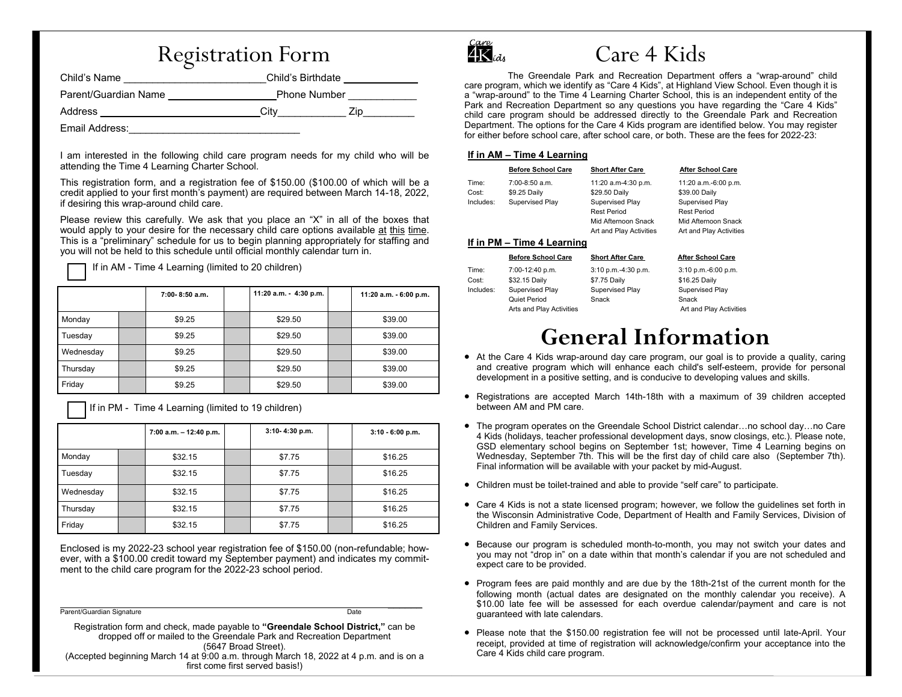# Registration Form

Child's Name ________________________Child's Birthdate ____________

Parent/Guardian Name __________________Phone Number ___________

Address ___________________________City___________ Zip________

Email Address:_____________________________

I am interested in the following child care program needs for my child who will be attending the Time 4 Learning Charter School.

This registration form, and a registration fee of $150.00 ($100.00 of which will be a credit applied to your first month's payment) are required between March 14-18, 2022, if desiring this wrap-around child care.

Please review this carefully. We ask that you place an "X" in all of the boxes that would apply to your desire for the necessary child care options available at this time. This is a "preliminary" schedule for us to begin planning appropriately for staffing and you will not be held to this schedule until official monthly calendar turn in.

☐ If in AM - Time 4 Learning (limited to 20 children)

| | | 7:00- 8:50 a.m. | | 11:20 a.m. - 4:30 p.m. | | 11:20 a.m. - 6:00 p.m. |
|---|---|---|---|---|---|---|
| Monday | | $9.25 | | $29.50 | | $39.00 |
| Tuesday | | $9.25 | | $29.50 | | $39.00 |
| Wednesday | | $9.25 | | $29.50 | | $39.00 |
| Thursday | | $9.25 | | $29.50 | | $39.00 |
| Friday | | $9.25 | | $29.50 | | $39.00 |

☐ If in PM - Time 4 Learning (limited to 19 children)

| | | 7:00 a.m. – 12:40 p.m. | | 3:10- 4:30 p.m. | | 3:10 - 6:00 p.m. |
|---|---|---|---|---|---|---|
| Monday | | $32.15 | | $7.75 | | $16.25 |
| Tuesday | | $32.15 | | $7.75 | | $16.25 |
| Wednesday | | $32.15 | | $7.75 | | $16.25 |
| Thursday | | $32.15 | | $7.75 | | $16.25 |
| Friday | | $32.15 | | $7.75 | | $16.25 |

Enclosed is my 2022-23 school year registration fee of $150.00 (non-refundable; however, with a $100.00 credit toward my September payment) and indicates my commitment to the child care program for the 2022-23 school period.

_______________________________________________ ______

Parent/Guardian Signature Date

Registration form and check, made payable to **"Greendale School District,"** can be dropped off or mailed to the Greendale Park and Recreation Department (5647 Broad Street).
(Accepted beginning March 14 at 9:00 a.m. through March 18, 2022 at 4 p.m. and is on a first come first served basis!)

# Care 4 Kids

The Greendale Park and Recreation Department offers a "wrap-around" child care program, which we identify as "Care 4 Kids", at Highland View School. Even though it is a "wrap-around" to the Time 4 Learning Charter School, this is an independent entity of the Park and Recreation Department so any questions you have regarding the "Care 4 Kids" child care program should be addressed directly to the Greendale Park and Recreation Department. The options for the Care 4 Kids program are identified below. You may register for either before school care, after school care, or both. These are the fees for 2022-23:

**If in AM – Time 4 Learning**

| | Before School Care | Short After Care | After School Care |
|---|---|---|---|
| Time: | 7:00-8:50 a.m. | 11:20 a.m-4:30 p.m. | 11:20 a.m.-6:00 p.m. |
| Cost: | $9.25 Daily | $29.50 Daily | $39.00 Daily |
| Includes: | Supervised Play | Supervised Play<br>Rest Period<br>Mid Afternoon Snack<br>Art and Play Activities | Supervised Play<br>Rest Period<br>Mid Afternoon Snack<br>Art and Play Activities |

**If in PM – Time 4 Learning**

| | Before School Care | Short After Care | After School Care |
|---|---|---|---|
| Time: | 7:00-12:40 p.m. | 3:10 p.m.-4:30 p.m. | 3:10 p.m.-6:00 p.m. |
| Cost: | $32.15 Daily | $7.75 Daily | $16.25 Daily |
| Includes: | Supervised Play<br>Quiet Period<br>Arts and Play Activities | Supervised Play<br>Snack | Supervised Play<br>Snack<br>Art and Play Activities |

# General Information

- At the Care 4 Kids wrap-around day care program, our goal is to provide a quality, caring and creative program which will enhance each child's self-esteem, provide for personal development in a positive setting, and is conducive to developing values and skills.
- Registrations are accepted March 14th-18th with a maximum of 39 children accepted between AM and PM care.
- The program operates on the Greendale School District calendar…no school day…no Care 4 Kids (holidays, teacher professional development days, snow closings, etc.). Please note, GSD elementary school begins on September 1st; however, Time 4 Learning begins on Wednesday, September 7th. This will be the first day of child care also (September 7th). Final information will be available with your packet by mid-August.
- Children must be toilet-trained and able to provide "self care" to participate.
- Care 4 Kids is not a state licensed program; however, we follow the guidelines set forth in the Wisconsin Administrative Code, Department of Health and Family Services, Division of Children and Family Services.
- Because our program is scheduled month-to-month, you may not switch your dates and you may not "drop in" on a date within that month's calendar if you are not scheduled and expect care to be provided.
- Program fees are paid monthly and are due by the 18th-21st of the current month for the following month (actual dates are designated on the monthly calendar you receive). A $10.00 late fee will be assessed for each overdue calendar/payment and care is not guaranteed with late calendars.
- Please note that the $150.00 registration fee will not be processed until late-April. Your receipt, provided at time of registration will acknowledge/confirm your acceptance into the Care 4 Kids child care program.